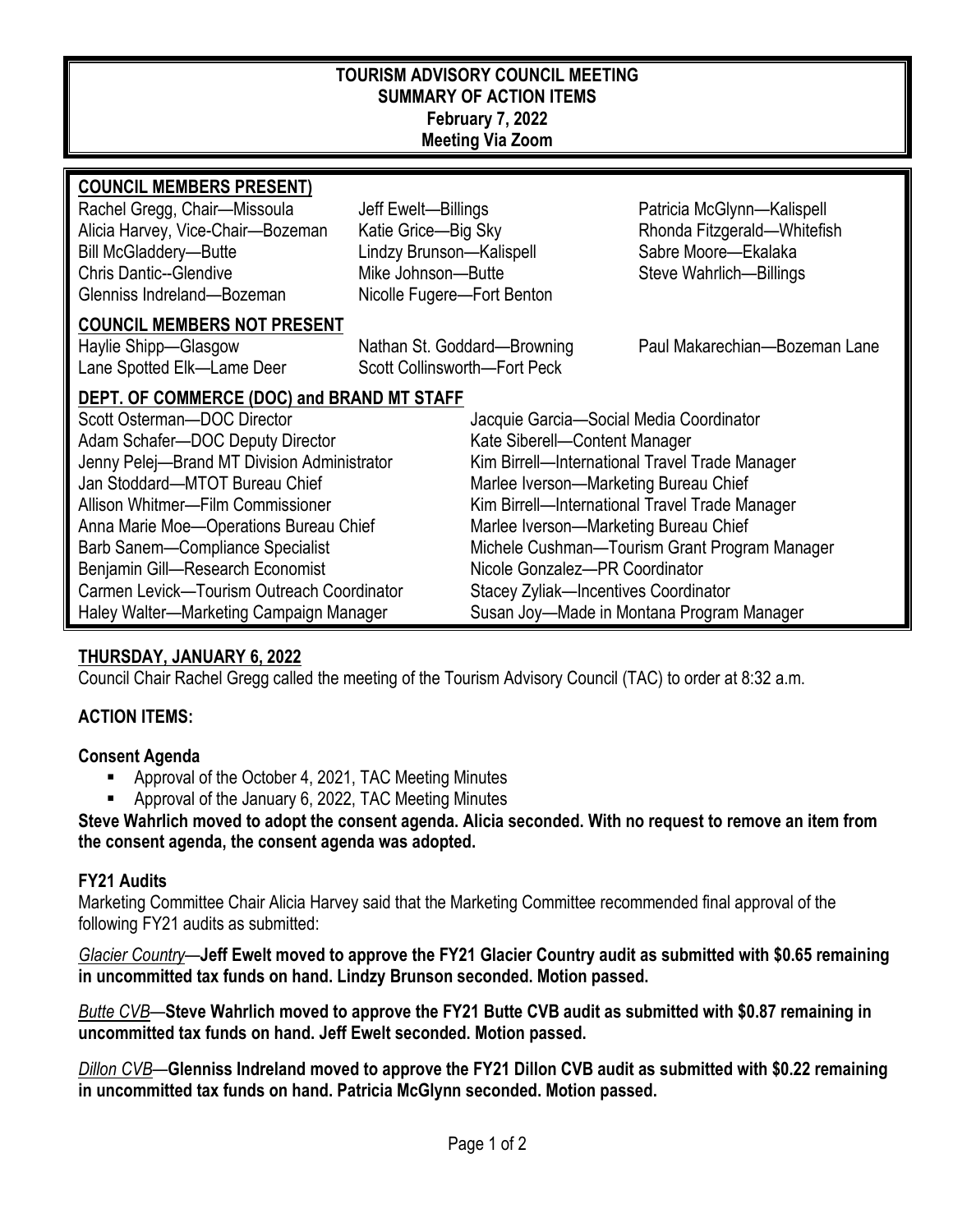# TOURISM ADVISORY COUNCIL MEETING
## SUMMARY OF ACTION ITEMS
**February 7, 2022**
**Meeting Via Zoom**

## COUNCIL MEMBERS PRESENT)

Rachel Gregg, Chair—Missoula
Alicia Harvey, Vice-Chair—Bozeman
Bill McGladdery—Butte
Chris Dantic--Glendive
Glenniss Indreland—Bozeman
Jeff Ewelt—Billings
Katie Grice—Big Sky
Lindzy Brunson—Kalispell
Mike Johnson—Butte
Nicolle Fugere—Fort Benton
Patricia McGlynn—Kalispell
Rhonda Fitzgerald—Whitefish
Sabre Moore—Ekalaka
Steve Wahrlich—Billings

## COUNCIL MEMBERS NOT PRESENT

Haylie Shipp—Glasgow
Lane Spotted Elk—Lame Deer
Nathan St. Goddard—Browning
Scott Collinsworth—Fort Peck
Paul Makarechian—Bozeman Lane

## DEPT. OF COMMERCE (DOC) and BRAND MT STAFF

Scott Osterman—DOC Director
Adam Schafer—DOC Deputy Director
Jenny Pelej—Brand MT Division Administrator
Jan Stoddard—MTOT Bureau Chief
Allison Whitmer—Film Commissioner
Anna Marie Moe—Operations Bureau Chief
Barb Sanem—Compliance Specialist
Benjamin Gill—Research Economist
Carmen Levick—Tourism Outreach Coordinator
Haley Walter—Marketing Campaign Manager
Jacquie Garcia—Social Media Coordinator
Kate Siberell—Content Manager
Kim Birrell—International Travel Trade Manager
Marlee Iverson—Marketing Bureau Chief
Kim Birrell—International Travel Trade Manager
Marlee Iverson—Marketing Bureau Chief
Michele Cushman—Tourism Grant Program Manager
Nicole Gonzalez—PR Coordinator
Stacey Zyliak—Incentives Coordinator
Susan Joy—Made in Montana Program Manager

## THURSDAY, JANUARY 6, 2022

Council Chair Rachel Gregg called the meeting of the Tourism Advisory Council (TAC) to order at 8:32 a.m.

### ACTION ITEMS:

**Consent Agenda**

- Approval of the October 4, 2021, TAC Meeting Minutes
- Approval of the January 6, 2022, TAC Meeting Minutes

**Steve Wahrlich moved to adopt the consent agenda. Alicia seconded. With no request to remove an item from the consent agenda, the consent agenda was adopted.**

**FY21 Audits**

Marketing Committee Chair Alicia Harvey said that the Marketing Committee recommended final approval of the following FY21 audits as submitted:

*Glacier Country*—**Jeff Ewelt moved to approve the FY21 Glacier Country audit as submitted with $0.65 remaining in uncommitted tax funds on hand. Lindzy Brunson seconded. Motion passed.**

*Butte CVB*—**Steve Wahrlich moved to approve the FY21 Butte CVB audit as submitted with $0.87 remaining in uncommitted tax funds on hand. Jeff Ewelt seconded. Motion passed.**

*Dillon CVB*—**Glenniss Indreland moved to approve the FY21 Dillon CVB audit as submitted with $0.22 remaining in uncommitted tax funds on hand. Patricia McGlynn seconded. Motion passed.**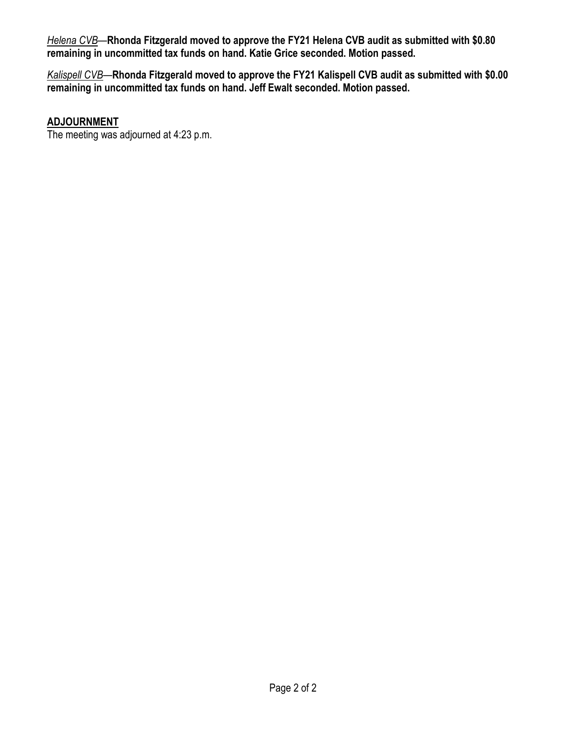*Helena CVB*—**Rhonda Fitzgerald moved to approve the FY21 Helena CVB audit as submitted with $0.80 remaining in uncommitted tax funds on hand. Katie Grice seconded. Motion passed.**

*Kalispell CVB*—**Rhonda Fitzgerald moved to approve the FY21 Kalispell CVB audit as submitted with $0.00 remaining in uncommitted tax funds on hand. Jeff Ewalt seconded. Motion passed.**

## ADJOURNMENT

The meeting was adjourned at 4:23 p.m.